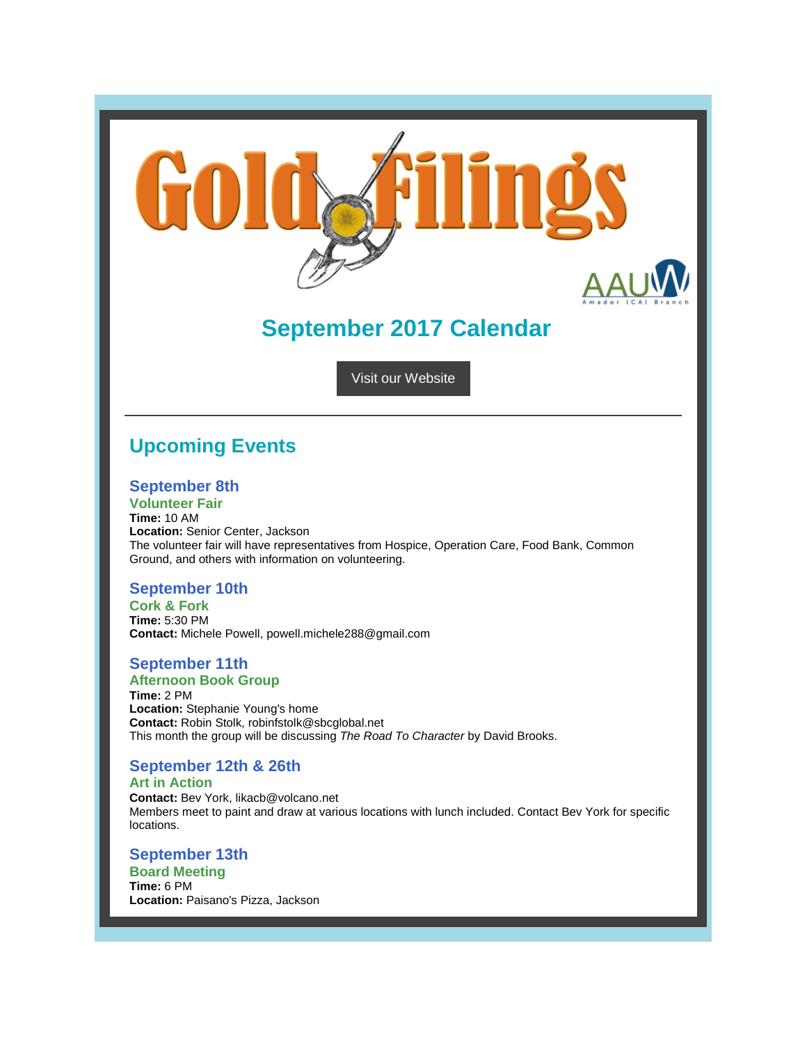# Gold Filings

AAUW Amador (CA) Branch

## September 2017 Calendar

Visit our Website

---

## Upcoming Events

### September 8th
**Volunteer Fair**
**Time:** 10 AM
**Location:** Senior Center, Jackson
The volunteer fair will have representatives from Hospice, Operation Care, Food Bank, Common Ground, and others with information on volunteering.

### September 10th
**Cork & Fork**
**Time:** 5:30 PM
**Contact:** Michele Powell, powell.michele288@gmail.com

### September 11th
**Afternoon Book Group**
**Time:** 2 PM
**Location:** Stephanie Young's home
**Contact:** Robin Stolk, robinfstolk@sbcglobal.net
This month the group will be discussing *The Road To Character* by David Brooks.

### September 12th & 26th
**Art in Action**
**Contact:** Bev York, likacb@volcano.net
Members meet to paint and draw at various locations with lunch included. Contact Bev York for specific locations.

### September 13th
**Board Meeting**
**Time:** 6 PM
**Location:** Paisano's Pizza, Jackson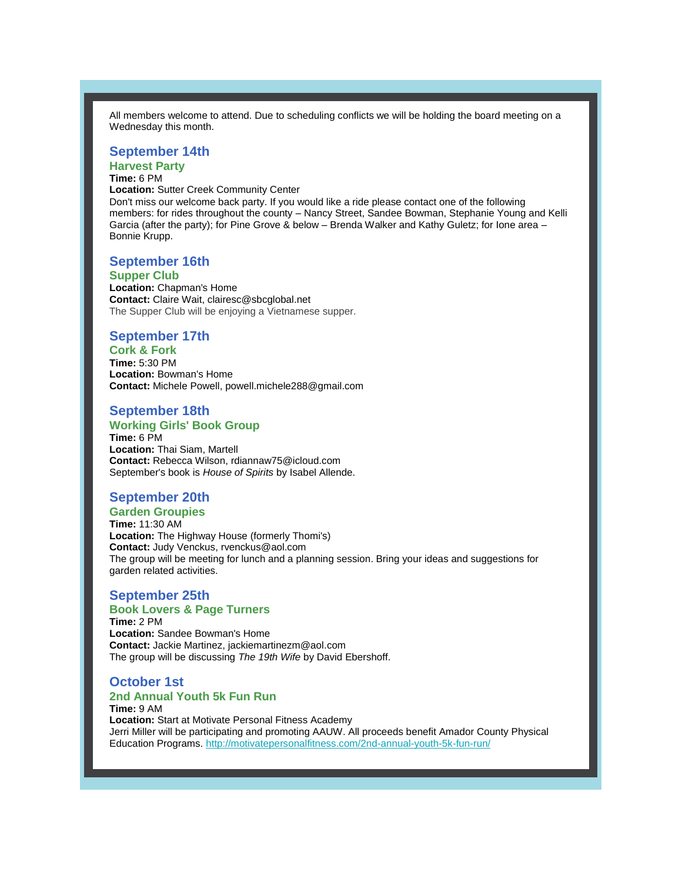All members welcome to attend. Due to scheduling conflicts we will be holding the board meeting on a Wednesday this month.

## September 14th

### Harvest Party

**Time:** 6 PM
**Location:** Sutter Creek Community Center
Don't miss our welcome back party. If you would like a ride please contact one of the following members: for rides throughout the county – Nancy Street, Sandee Bowman, Stephanie Young and Kelli Garcia (after the party); for Pine Grove & below – Brenda Walker and Kathy Guletz; for Ione area – Bonnie Krupp.

## September 16th

### Supper Club

**Location:** Chapman's Home
**Contact:** Claire Wait, clairesc@sbcglobal.net
The Supper Club will be enjoying a Vietnamese supper.

## September 17th

### Cork & Fork

**Time:** 5:30 PM
**Location:** Bowman's Home
**Contact:** Michele Powell, powell.michele288@gmail.com

## September 18th

### Working Girls' Book Group

**Time:** 6 PM
**Location:** Thai Siam, Martell
**Contact:** Rebecca Wilson, rdiannaw75@icloud.com
September's book is *House of Spirits* by Isabel Allende.

## September 20th

### Garden Groupies

**Time:** 11:30 AM
**Location:** The Highway House (formerly Thomi's)
**Contact:** Judy Venckus, rvenckus@aol.com
The group will be meeting for lunch and a planning session. Bring your ideas and suggestions for garden related activities.

## September 25th

### Book Lovers & Page Turners

**Time:** 2 PM
**Location:** Sandee Bowman's Home
**Contact:** Jackie Martinez, jackiemartinezm@aol.com
The group will be discussing *The 19th Wife* by David Ebershoff.

## October 1st

### 2nd Annual Youth 5k Fun Run

**Time:** 9 AM
**Location:** Start at Motivate Personal Fitness Academy
Jerri Miller will be participating and promoting AAUW. All proceeds benefit Amador County Physical Education Programs. http://motivatepersonalfitness.com/2nd-annual-youth-5k-fun-run/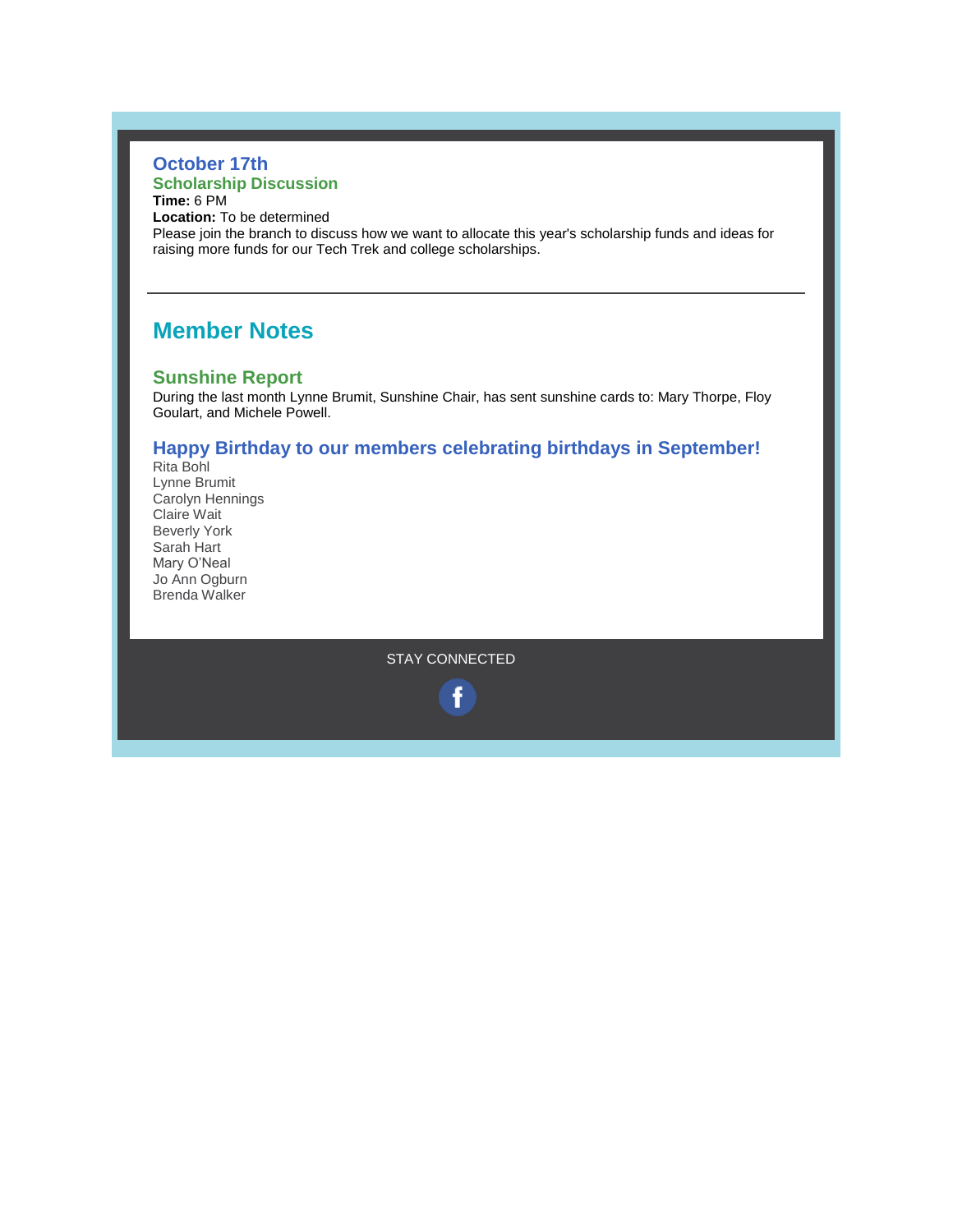### October 17th

**Scholarship Discussion**

**Time:** 6 PM

**Location:** To be determined

Please join the branch to discuss how we want to allocate this year's scholarship funds and ideas for raising more funds for our Tech Trek and college scholarships.

---

## Member Notes

### Sunshine Report

During the last month Lynne Brumit, Sunshine Chair, has sent sunshine cards to: Mary Thorpe, Floy Goulart, and Michele Powell.

### Happy Birthday to our members celebrating birthdays in September!

Rita Bohl
Lynne Brumit
Carolyn Hennings
Claire Wait
Beverly York
Sarah Hart
Mary O'Neal
Jo Ann Ogburn
Brenda Walker

STAY CONNECTED